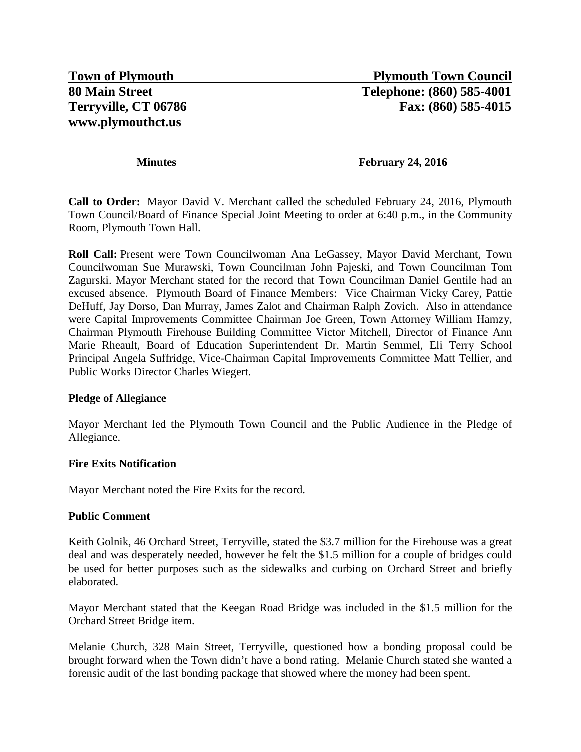**Town of Plymouth** | **Plymouth Town Council**
**80 Main Street** | **Telephone: (860) 585-4001**
**Terryville, CT 06786** | **Fax: (860) 585-4015**
**www.plymouthct.us**

**Minutes** **February 24, 2016**

**Call to Order:** Mayor David V. Merchant called the scheduled February 24, 2016, Plymouth Town Council/Board of Finance Special Joint Meeting to order at 6:40 p.m., in the Community Room, Plymouth Town Hall.

**Roll Call:** Present were Town Councilwoman Ana LeGassey, Mayor David Merchant, Town Councilwoman Sue Murawski, Town Councilman John Pajeski, and Town Councilman Tom Zagurski. Mayor Merchant stated for the record that Town Councilman Daniel Gentile had an excused absence. Plymouth Board of Finance Members: Vice Chairman Vicky Carey, Pattie DeHuff, Jay Dorso, Dan Murray, James Zalot and Chairman Ralph Zovich. Also in attendance were Capital Improvements Committee Chairman Joe Green, Town Attorney William Hamzy, Chairman Plymouth Firehouse Building Committee Victor Mitchell, Director of Finance Ann Marie Rheault, Board of Education Superintendent Dr. Martin Semmel, Eli Terry School Principal Angela Suffridge, Vice-Chairman Capital Improvements Committee Matt Tellier, and Public Works Director Charles Wiegert.

**Pledge of Allegiance**

Mayor Merchant led the Plymouth Town Council and the Public Audience in the Pledge of Allegiance.

**Fire Exits Notification**

Mayor Merchant noted the Fire Exits for the record.

**Public Comment**

Keith Golnik, 46 Orchard Street, Terryville, stated the $3.7 million for the Firehouse was a great deal and was desperately needed, however he felt the $1.5 million for a couple of bridges could be used for better purposes such as the sidewalks and curbing on Orchard Street and briefly elaborated.

Mayor Merchant stated that the Keegan Road Bridge was included in the $1.5 million for the Orchard Street Bridge item.

Melanie Church, 328 Main Street, Terryville, questioned how a bonding proposal could be brought forward when the Town didn't have a bond rating. Melanie Church stated she wanted a forensic audit of the last bonding package that showed where the money had been spent.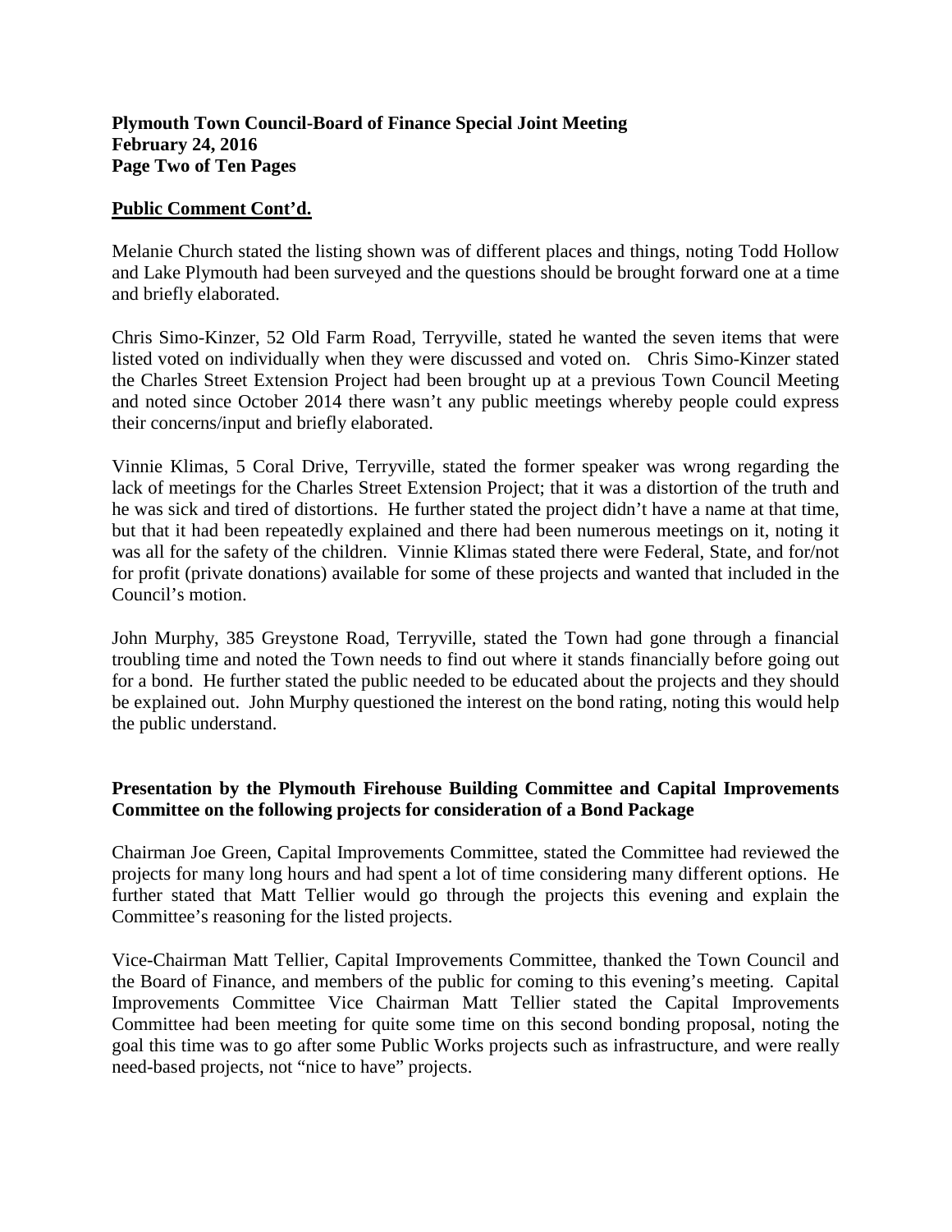## Public Comment Cont'd.

Melanie Church stated the listing shown was of different places and things, noting Todd Hollow and Lake Plymouth had been surveyed and the questions should be brought forward one at a time and briefly elaborated.

Chris Simo-Kinzer, 52 Old Farm Road, Terryville, stated he wanted the seven items that were listed voted on individually when they were discussed and voted on. Chris Simo-Kinzer stated the Charles Street Extension Project had been brought up at a previous Town Council Meeting and noted since October 2014 there wasn't any public meetings whereby people could express their concerns/input and briefly elaborated.

Vinnie Klimas, 5 Coral Drive, Terryville, stated the former speaker was wrong regarding the lack of meetings for the Charles Street Extension Project; that it was a distortion of the truth and he was sick and tired of distortions. He further stated the project didn't have a name at that time, but that it had been repeatedly explained and there had been numerous meetings on it, noting it was all for the safety of the children. Vinnie Klimas stated there were Federal, State, and for/not for profit (private donations) available for some of these projects and wanted that included in the Council's motion.

John Murphy, 385 Greystone Road, Terryville, stated the Town had gone through a financial troubling time and noted the Town needs to find out where it stands financially before going out for a bond. He further stated the public needed to be educated about the projects and they should be explained out. John Murphy questioned the interest on the bond rating, noting this would help the public understand.

**Presentation by the Plymouth Firehouse Building Committee and Capital Improvements Committee on the following projects for consideration of a Bond Package**

Chairman Joe Green, Capital Improvements Committee, stated the Committee had reviewed the projects for many long hours and had spent a lot of time considering many different options. He further stated that Matt Tellier would go through the projects this evening and explain the Committee's reasoning for the listed projects.

Vice-Chairman Matt Tellier, Capital Improvements Committee, thanked the Town Council and the Board of Finance, and members of the public for coming to this evening's meeting. Capital Improvements Committee Vice Chairman Matt Tellier stated the Capital Improvements Committee had been meeting for quite some time on this second bonding proposal, noting the goal this time was to go after some Public Works projects such as infrastructure, and were really need-based projects, not "nice to have" projects.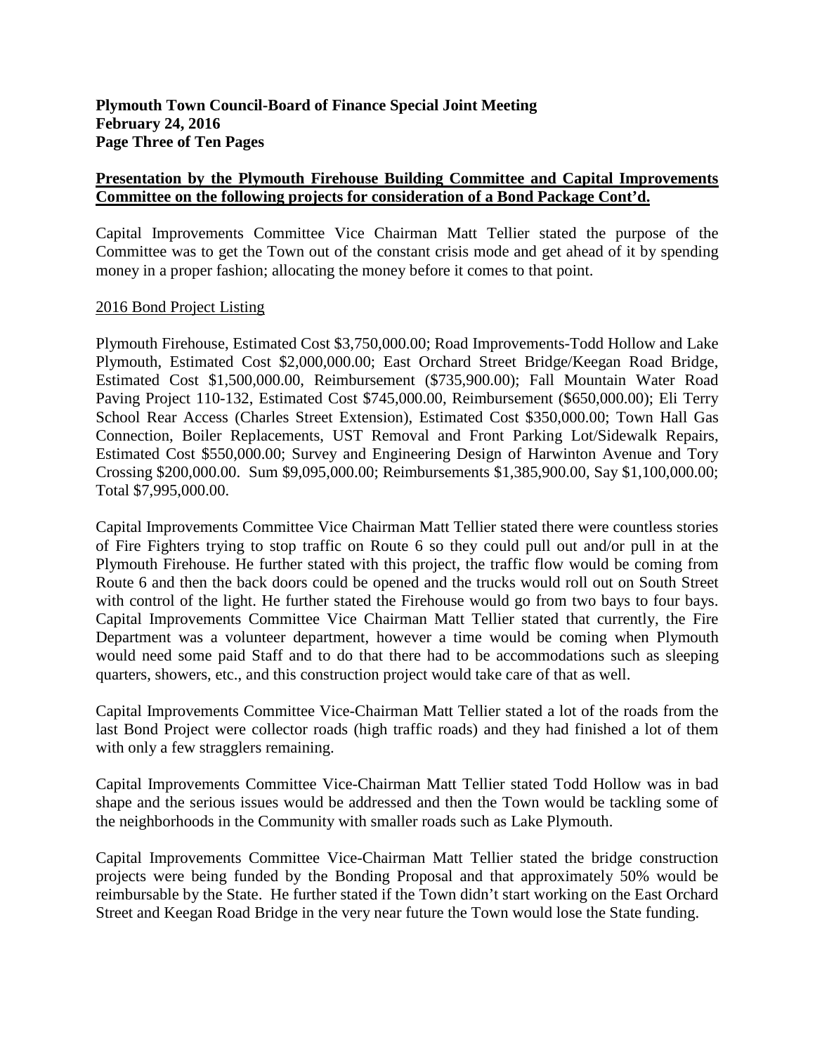## Presentation by the Plymouth Firehouse Building Committee and Capital Improvements Committee on the following projects for consideration of a Bond Package Cont'd.

Capital Improvements Committee Vice Chairman Matt Tellier stated the purpose of the Committee was to get the Town out of the constant crisis mode and get ahead of it by spending money in a proper fashion; allocating the money before it comes to that point.

2016 Bond Project Listing

Plymouth Firehouse, Estimated Cost $3,750,000.00; Road Improvements-Todd Hollow and Lake Plymouth, Estimated Cost $2,000,000.00; East Orchard Street Bridge/Keegan Road Bridge, Estimated Cost $1,500,000.00, Reimbursement ($735,900.00); Fall Mountain Water Road Paving Project 110-132, Estimated Cost $745,000.00, Reimbursement ($650,000.00); Eli Terry School Rear Access (Charles Street Extension), Estimated Cost $350,000.00; Town Hall Gas Connection, Boiler Replacements, UST Removal and Front Parking Lot/Sidewalk Repairs, Estimated Cost $550,000.00; Survey and Engineering Design of Harwinton Avenue and Tory Crossing $200,000.00. Sum $9,095,000.00; Reimbursements $1,385,900.00, Say $1,100,000.00; Total $7,995,000.00.

Capital Improvements Committee Vice Chairman Matt Tellier stated there were countless stories of Fire Fighters trying to stop traffic on Route 6 so they could pull out and/or pull in at the Plymouth Firehouse. He further stated with this project, the traffic flow would be coming from Route 6 and then the back doors could be opened and the trucks would roll out on South Street with control of the light. He further stated the Firehouse would go from two bays to four bays. Capital Improvements Committee Vice Chairman Matt Tellier stated that currently, the Fire Department was a volunteer department, however a time would be coming when Plymouth would need some paid Staff and to do that there had to be accommodations such as sleeping quarters, showers, etc., and this construction project would take care of that as well.

Capital Improvements Committee Vice-Chairman Matt Tellier stated a lot of the roads from the last Bond Project were collector roads (high traffic roads) and they had finished a lot of them with only a few stragglers remaining.

Capital Improvements Committee Vice-Chairman Matt Tellier stated Todd Hollow was in bad shape and the serious issues would be addressed and then the Town would be tackling some of the neighborhoods in the Community with smaller roads such as Lake Plymouth.

Capital Improvements Committee Vice-Chairman Matt Tellier stated the bridge construction projects were being funded by the Bonding Proposal and that approximately 50% would be reimbursable by the State. He further stated if the Town didn't start working on the East Orchard Street and Keegan Road Bridge in the very near future the Town would lose the State funding.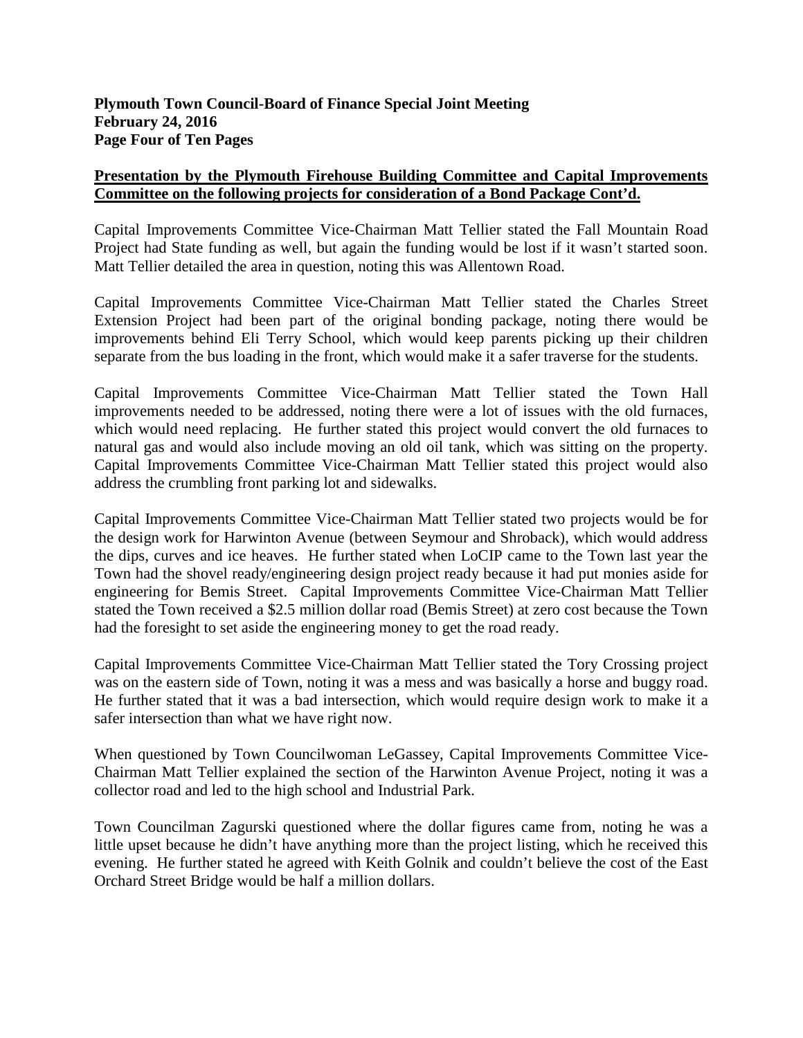**Presentation by the Plymouth Firehouse Building Committee and Capital Improvements Committee on the following projects for consideration of a Bond Package Cont'd.**

Capital Improvements Committee Vice-Chairman Matt Tellier stated the Fall Mountain Road Project had State funding as well, but again the funding would be lost if it wasn't started soon. Matt Tellier detailed the area in question, noting this was Allentown Road.

Capital Improvements Committee Vice-Chairman Matt Tellier stated the Charles Street Extension Project had been part of the original bonding package, noting there would be improvements behind Eli Terry School, which would keep parents picking up their children separate from the bus loading in the front, which would make it a safer traverse for the students.

Capital Improvements Committee Vice-Chairman Matt Tellier stated the Town Hall improvements needed to be addressed, noting there were a lot of issues with the old furnaces, which would need replacing. He further stated this project would convert the old furnaces to natural gas and would also include moving an old oil tank, which was sitting on the property. Capital Improvements Committee Vice-Chairman Matt Tellier stated this project would also address the crumbling front parking lot and sidewalks.

Capital Improvements Committee Vice-Chairman Matt Tellier stated two projects would be for the design work for Harwinton Avenue (between Seymour and Shroback), which would address the dips, curves and ice heaves. He further stated when LoCIP came to the Town last year the Town had the shovel ready/engineering design project ready because it had put monies aside for engineering for Bemis Street. Capital Improvements Committee Vice-Chairman Matt Tellier stated the Town received a $2.5 million dollar road (Bemis Street) at zero cost because the Town had the foresight to set aside the engineering money to get the road ready.

Capital Improvements Committee Vice-Chairman Matt Tellier stated the Tory Crossing project was on the eastern side of Town, noting it was a mess and was basically a horse and buggy road. He further stated that it was a bad intersection, which would require design work to make it a safer intersection than what we have right now.

When questioned by Town Councilwoman LeGassey, Capital Improvements Committee Vice-Chairman Matt Tellier explained the section of the Harwinton Avenue Project, noting it was a collector road and led to the high school and Industrial Park.

Town Councilman Zagurski questioned where the dollar figures came from, noting he was a little upset because he didn't have anything more than the project listing, which he received this evening. He further stated he agreed with Keith Golnik and couldn't believe the cost of the East Orchard Street Bridge would be half a million dollars.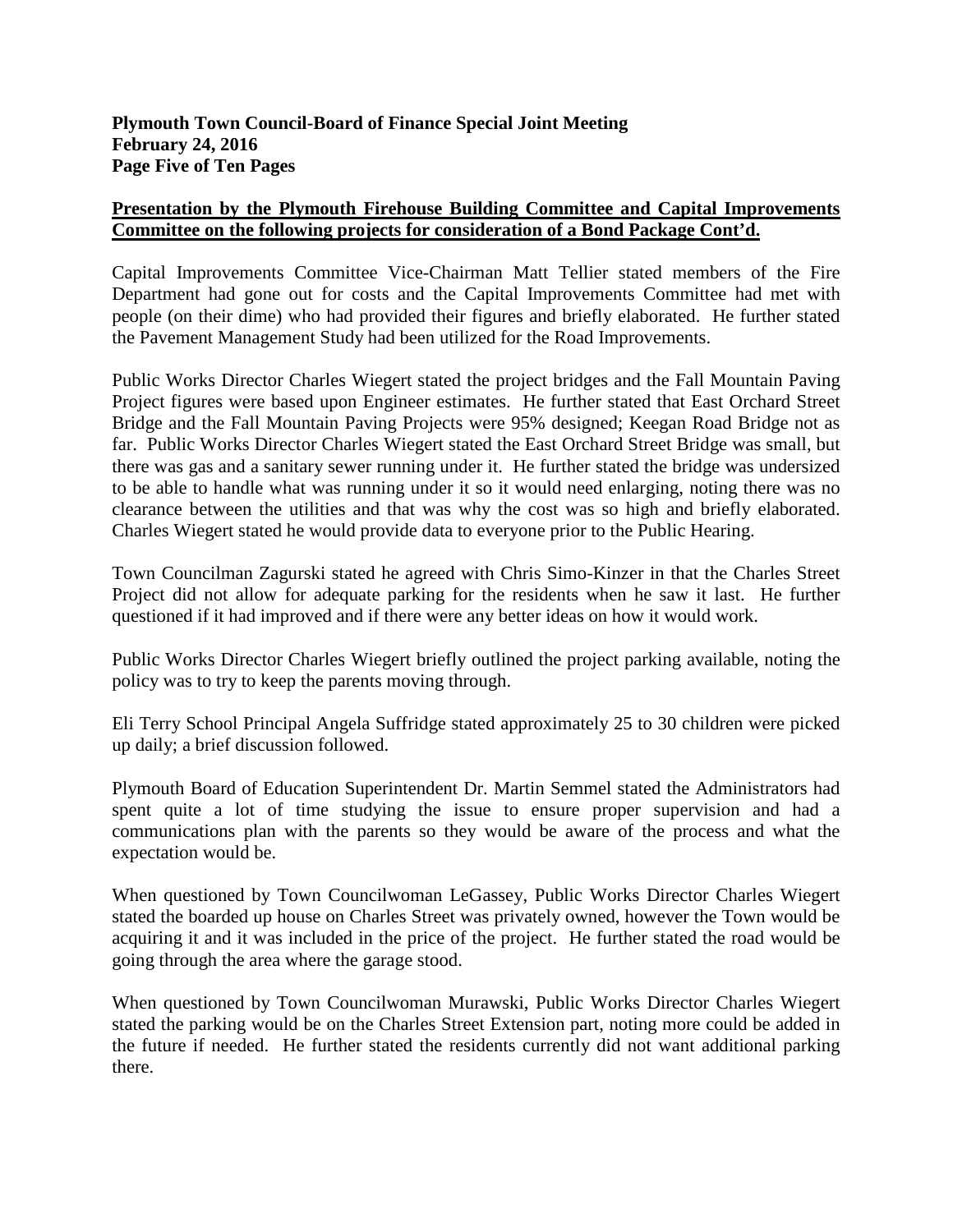**Presentation by the Plymouth Firehouse Building Committee and Capital Improvements Committee on the following projects for consideration of a Bond Package Cont'd.**

Capital Improvements Committee Vice-Chairman Matt Tellier stated members of the Fire Department had gone out for costs and the Capital Improvements Committee had met with people (on their dime) who had provided their figures and briefly elaborated. He further stated the Pavement Management Study had been utilized for the Road Improvements.

Public Works Director Charles Wiegert stated the project bridges and the Fall Mountain Paving Project figures were based upon Engineer estimates. He further stated that East Orchard Street Bridge and the Fall Mountain Paving Projects were 95% designed; Keegan Road Bridge not as far. Public Works Director Charles Wiegert stated the East Orchard Street Bridge was small, but there was gas and a sanitary sewer running under it. He further stated the bridge was undersized to be able to handle what was running under it so it would need enlarging, noting there was no clearance between the utilities and that was why the cost was so high and briefly elaborated. Charles Wiegert stated he would provide data to everyone prior to the Public Hearing.

Town Councilman Zagurski stated he agreed with Chris Simo-Kinzer in that the Charles Street Project did not allow for adequate parking for the residents when he saw it last. He further questioned if it had improved and if there were any better ideas on how it would work.

Public Works Director Charles Wiegert briefly outlined the project parking available, noting the policy was to try to keep the parents moving through.

Eli Terry School Principal Angela Suffridge stated approximately 25 to 30 children were picked up daily; a brief discussion followed.

Plymouth Board of Education Superintendent Dr. Martin Semmel stated the Administrators had spent quite a lot of time studying the issue to ensure proper supervision and had a communications plan with the parents so they would be aware of the process and what the expectation would be.

When questioned by Town Councilwoman LeGassey, Public Works Director Charles Wiegert stated the boarded up house on Charles Street was privately owned, however the Town would be acquiring it and it was included in the price of the project. He further stated the road would be going through the area where the garage stood.

When questioned by Town Councilwoman Murawski, Public Works Director Charles Wiegert stated the parking would be on the Charles Street Extension part, noting more could be added in the future if needed. He further stated the residents currently did not want additional parking there.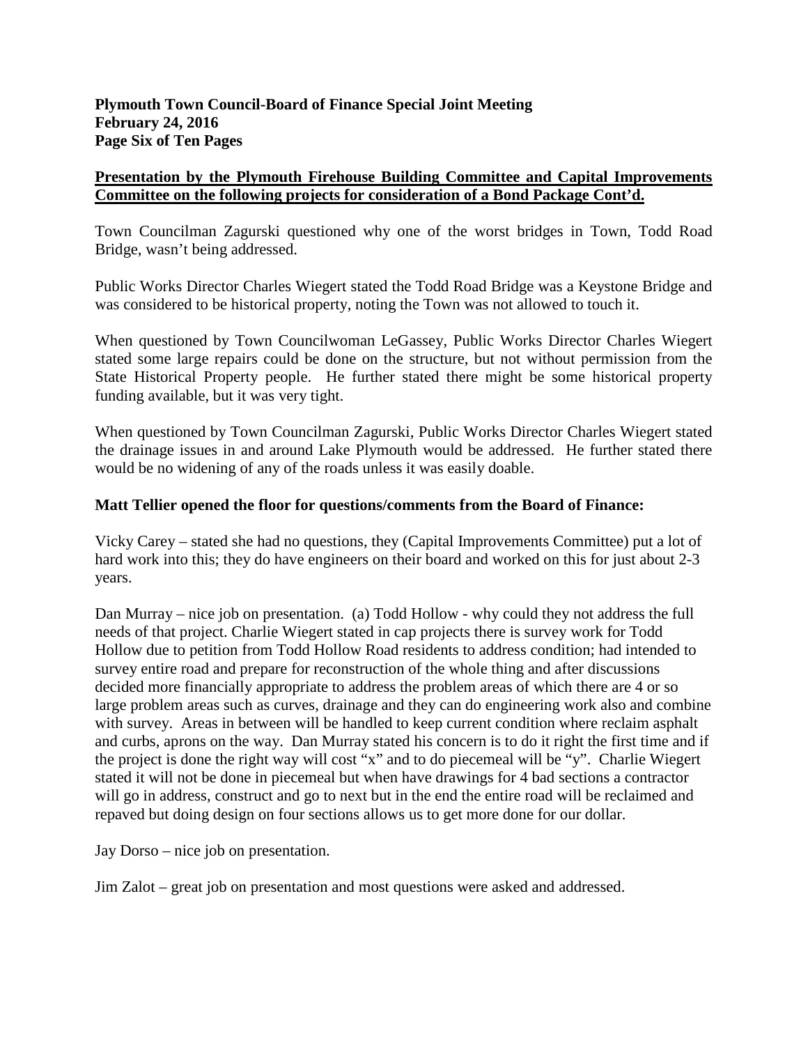## Presentation by the Plymouth Firehouse Building Committee and Capital Improvements Committee on the following projects for consideration of a Bond Package Cont'd.

Town Councilman Zagurski questioned why one of the worst bridges in Town, Todd Road Bridge, wasn't being addressed.

Public Works Director Charles Wiegert stated the Todd Road Bridge was a Keystone Bridge and was considered to be historical property, noting the Town was not allowed to touch it.

When questioned by Town Councilwoman LeGassey, Public Works Director Charles Wiegert stated some large repairs could be done on the structure, but not without permission from the State Historical Property people. He further stated there might be some historical property funding available, but it was very tight.

When questioned by Town Councilman Zagurski, Public Works Director Charles Wiegert stated the drainage issues in and around Lake Plymouth would be addressed. He further stated there would be no widening of any of the roads unless it was easily doable.

**Matt Tellier opened the floor for questions/comments from the Board of Finance:**

Vicky Carey – stated she had no questions, they (Capital Improvements Committee) put a lot of hard work into this; they do have engineers on their board and worked on this for just about 2-3 years.

Dan Murray – nice job on presentation. (a) Todd Hollow - why could they not address the full needs of that project. Charlie Wiegert stated in cap projects there is survey work for Todd Hollow due to petition from Todd Hollow Road residents to address condition; had intended to survey entire road and prepare for reconstruction of the whole thing and after discussions decided more financially appropriate to address the problem areas of which there are 4 or so large problem areas such as curves, drainage and they can do engineering work also and combine with survey. Areas in between will be handled to keep current condition where reclaim asphalt and curbs, aprons on the way. Dan Murray stated his concern is to do it right the first time and if the project is done the right way will cost "x" and to do piecemeal will be "y". Charlie Wiegert stated it will not be done in piecemeal but when have drawings for 4 bad sections a contractor will go in address, construct and go to next but in the end the entire road will be reclaimed and repaved but doing design on four sections allows us to get more done for our dollar.

Jay Dorso – nice job on presentation.

Jim Zalot – great job on presentation and most questions were asked and addressed.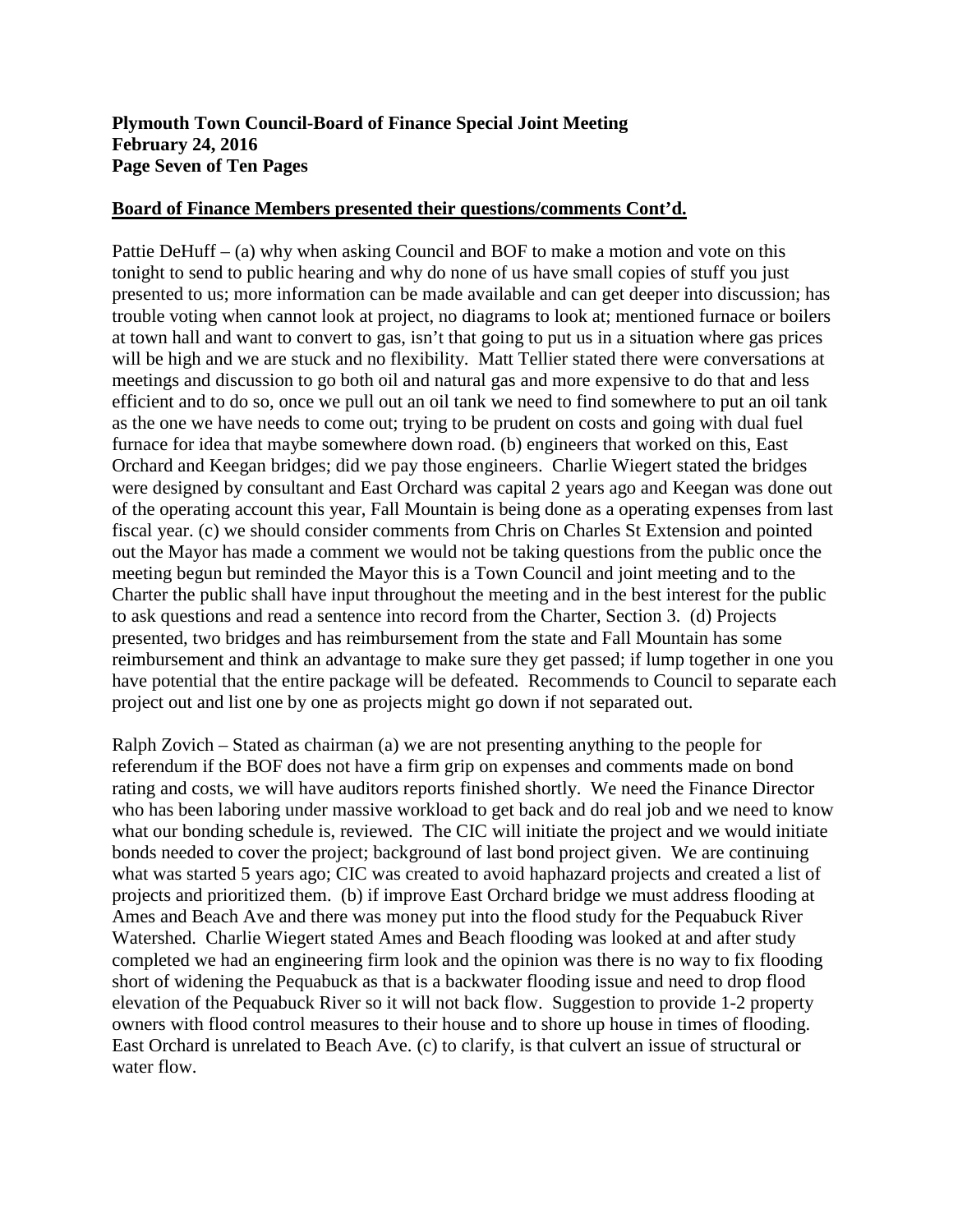**Plymouth Town Council-Board of Finance Special Joint Meeting**
**February 24, 2016**
**Page Seven of Ten Pages**

**Board of Finance Members presented their questions/comments Cont'd.**

Pattie DeHuff – (a) why when asking Council and BOF to make a motion and vote on this tonight to send to public hearing and why do none of us have small copies of stuff you just presented to us; more information can be made available and can get deeper into discussion; has trouble voting when cannot look at project, no diagrams to look at; mentioned furnace or boilers at town hall and want to convert to gas, isn't that going to put us in a situation where gas prices will be high and we are stuck and no flexibility. Matt Tellier stated there were conversations at meetings and discussion to go both oil and natural gas and more expensive to do that and less efficient and to do so, once we pull out an oil tank we need to find somewhere to put an oil tank as the one we have needs to come out; trying to be prudent on costs and going with dual fuel furnace for idea that maybe somewhere down road. (b) engineers that worked on this, East Orchard and Keegan bridges; did we pay those engineers. Charlie Wiegert stated the bridges were designed by consultant and East Orchard was capital 2 years ago and Keegan was done out of the operating account this year, Fall Mountain is being done as a operating expenses from last fiscal year. (c) we should consider comments from Chris on Charles St Extension and pointed out the Mayor has made a comment we would not be taking questions from the public once the meeting begun but reminded the Mayor this is a Town Council and joint meeting and to the Charter the public shall have input throughout the meeting and in the best interest for the public to ask questions and read a sentence into record from the Charter, Section 3. (d) Projects presented, two bridges and has reimbursement from the state and Fall Mountain has some reimbursement and think an advantage to make sure they get passed; if lump together in one you have potential that the entire package will be defeated. Recommends to Council to separate each project out and list one by one as projects might go down if not separated out.

Ralph Zovich – Stated as chairman (a) we are not presenting anything to the people for referendum if the BOF does not have a firm grip on expenses and comments made on bond rating and costs, we will have auditors reports finished shortly. We need the Finance Director who has been laboring under massive workload to get back and do real job and we need to know what our bonding schedule is, reviewed. The CIC will initiate the project and we would initiate bonds needed to cover the project; background of last bond project given. We are continuing what was started 5 years ago; CIC was created to avoid haphazard projects and created a list of projects and prioritized them. (b) if improve East Orchard bridge we must address flooding at Ames and Beach Ave and there was money put into the flood study for the Pequabuck River Watershed. Charlie Wiegert stated Ames and Beach flooding was looked at and after study completed we had an engineering firm look and the opinion was there is no way to fix flooding short of widening the Pequabuck as that is a backwater flooding issue and need to drop flood elevation of the Pequabuck River so it will not back flow. Suggestion to provide 1-2 property owners with flood control measures to their house and to shore up house in times of flooding. East Orchard is unrelated to Beach Ave. (c) to clarify, is that culvert an issue of structural or water flow.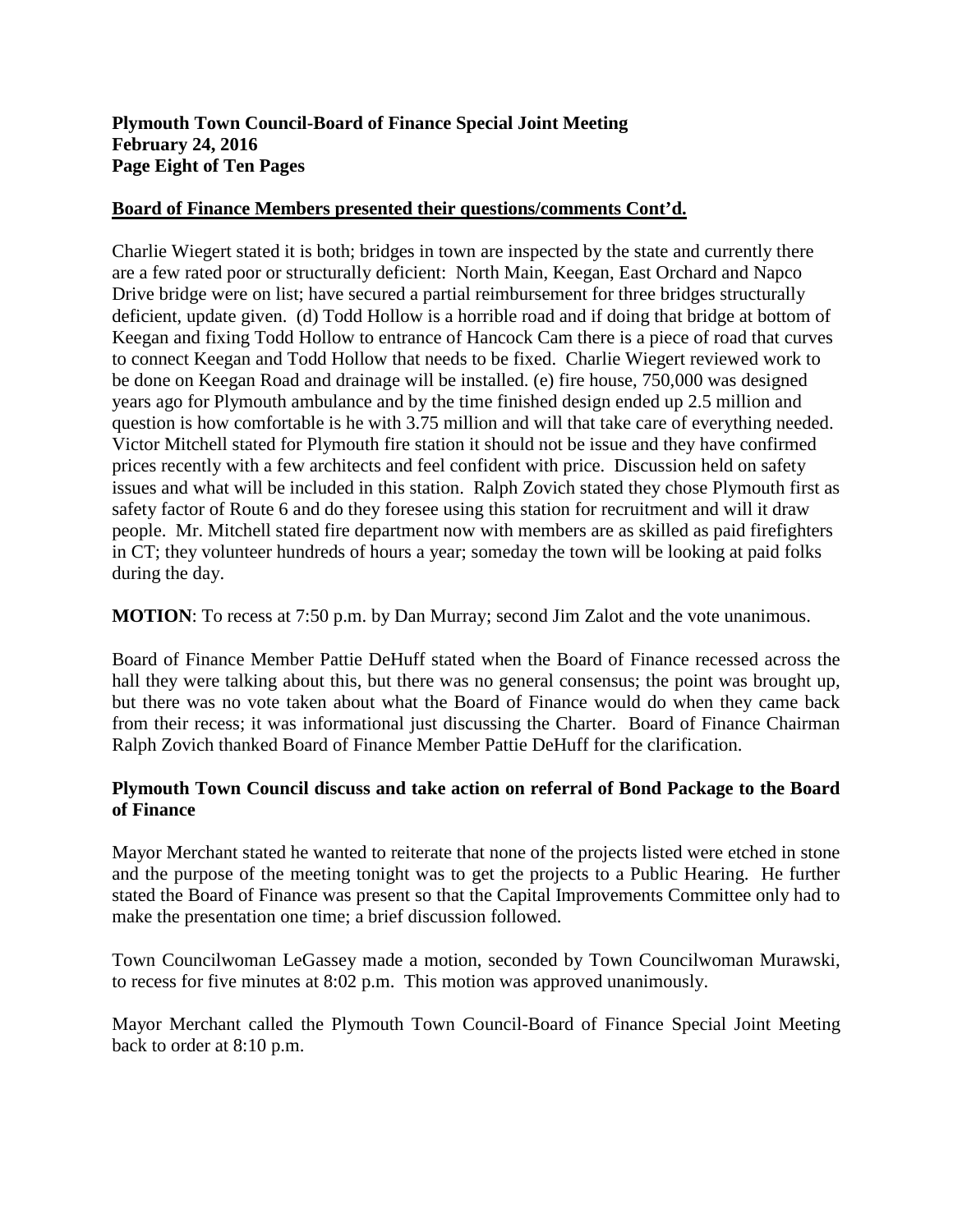## Board of Finance Members presented their questions/comments Cont'd.

Charlie Wiegert stated it is both; bridges in town are inspected by the state and currently there are a few rated poor or structurally deficient: North Main, Keegan, East Orchard and Napco Drive bridge were on list; have secured a partial reimbursement for three bridges structurally deficient, update given. (d) Todd Hollow is a horrible road and if doing that bridge at bottom of Keegan and fixing Todd Hollow to entrance of Hancock Cam there is a piece of road that curves to connect Keegan and Todd Hollow that needs to be fixed. Charlie Wiegert reviewed work to be done on Keegan Road and drainage will be installed. (e) fire house, 750,000 was designed years ago for Plymouth ambulance and by the time finished design ended up 2.5 million and question is how comfortable is he with 3.75 million and will that take care of everything needed. Victor Mitchell stated for Plymouth fire station it should not be issue and they have confirmed prices recently with a few architects and feel confident with price. Discussion held on safety issues and what will be included in this station. Ralph Zovich stated they chose Plymouth first as safety factor of Route 6 and do they foresee using this station for recruitment and will it draw people. Mr. Mitchell stated fire department now with members are as skilled as paid firefighters in CT; they volunteer hundreds of hours a year; someday the town will be looking at paid folks during the day.

**MOTION**: To recess at 7:50 p.m. by Dan Murray; second Jim Zalot and the vote unanimous.

Board of Finance Member Pattie DeHuff stated when the Board of Finance recessed across the hall they were talking about this, but there was no general consensus; the point was brought up, but there was no vote taken about what the Board of Finance would do when they came back from their recess; it was informational just discussing the Charter. Board of Finance Chairman Ralph Zovich thanked Board of Finance Member Pattie DeHuff for the clarification.

## Plymouth Town Council discuss and take action on referral of Bond Package to the Board of Finance

Mayor Merchant stated he wanted to reiterate that none of the projects listed were etched in stone and the purpose of the meeting tonight was to get the projects to a Public Hearing. He further stated the Board of Finance was present so that the Capital Improvements Committee only had to make the presentation one time; a brief discussion followed.

Town Councilwoman LeGassey made a motion, seconded by Town Councilwoman Murawski, to recess for five minutes at 8:02 p.m. This motion was approved unanimously.

Mayor Merchant called the Plymouth Town Council-Board of Finance Special Joint Meeting back to order at 8:10 p.m.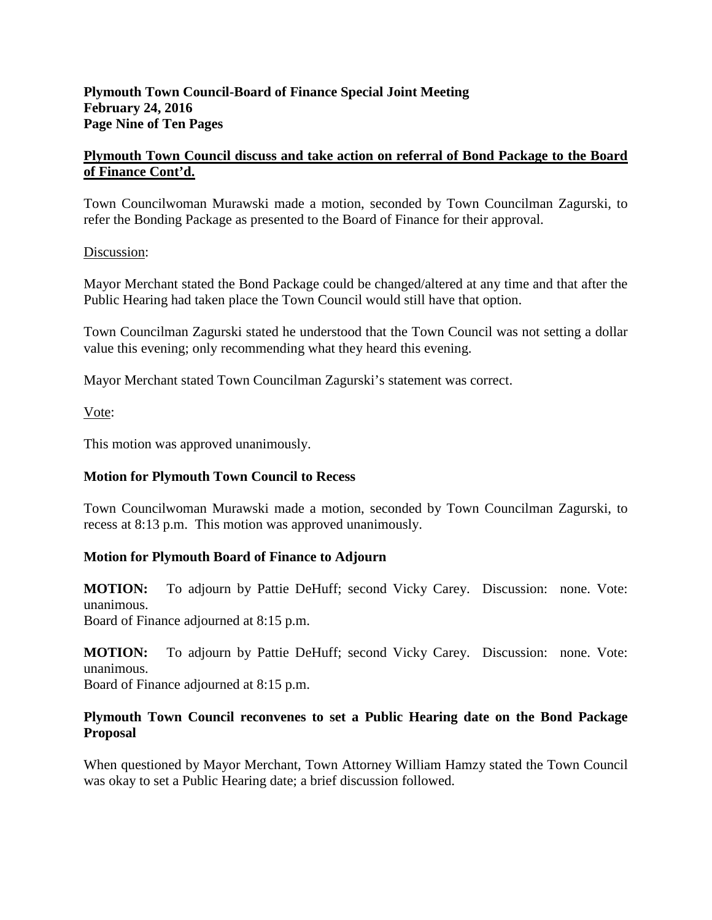## Plymouth Town Council discuss and take action on referral of Bond Package to the Board of Finance Cont'd.

Town Councilwoman Murawski made a motion, seconded by Town Councilman Zagurski, to refer the Bonding Package as presented to the Board of Finance for their approval.

Discussion:

Mayor Merchant stated the Bond Package could be changed/altered at any time and that after the Public Hearing had taken place the Town Council would still have that option.

Town Councilman Zagurski stated he understood that the Town Council was not setting a dollar value this evening; only recommending what they heard this evening.

Mayor Merchant stated Town Councilman Zagurski's statement was correct.

Vote:

This motion was approved unanimously.

### Motion for Plymouth Town Council to Recess

Town Councilwoman Murawski made a motion, seconded by Town Councilman Zagurski, to recess at 8:13 p.m. This motion was approved unanimously.

### Motion for Plymouth Board of Finance to Adjourn

**MOTION:** To adjourn by Pattie DeHuff; second Vicky Carey. Discussion: none. Vote: unanimous.
Board of Finance adjourned at 8:15 p.m.

**MOTION:** To adjourn by Pattie DeHuff; second Vicky Carey. Discussion: none. Vote: unanimous.
Board of Finance adjourned at 8:15 p.m.

### Plymouth Town Council reconvenes to set a Public Hearing date on the Bond Package Proposal

When questioned by Mayor Merchant, Town Attorney William Hamzy stated the Town Council was okay to set a Public Hearing date; a brief discussion followed.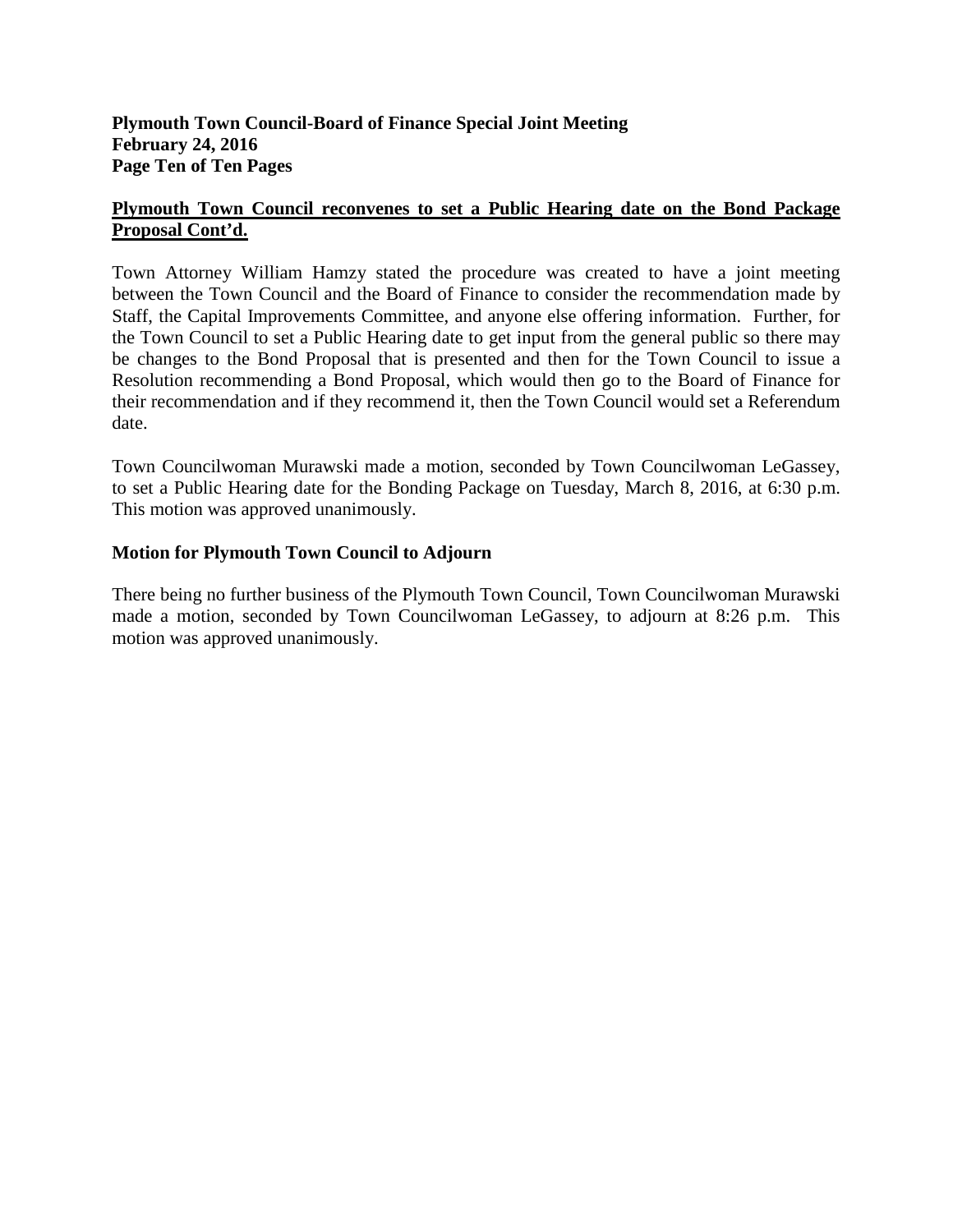**Plymouth Town Council reconvenes to set a Public Hearing date on the Bond Package Proposal Cont'd.**

Town Attorney William Hamzy stated the procedure was created to have a joint meeting between the Town Council and the Board of Finance to consider the recommendation made by Staff, the Capital Improvements Committee, and anyone else offering information. Further, for the Town Council to set a Public Hearing date to get input from the general public so there may be changes to the Bond Proposal that is presented and then for the Town Council to issue a Resolution recommending a Bond Proposal, which would then go to the Board of Finance for their recommendation and if they recommend it, then the Town Council would set a Referendum date.

Town Councilwoman Murawski made a motion, seconded by Town Councilwoman LeGassey, to set a Public Hearing date for the Bonding Package on Tuesday, March 8, 2016, at 6:30 p.m. This motion was approved unanimously.

**Motion for Plymouth Town Council to Adjourn**

There being no further business of the Plymouth Town Council, Town Councilwoman Murawski made a motion, seconded by Town Councilwoman LeGassey, to adjourn at 8:26 p.m. This motion was approved unanimously.